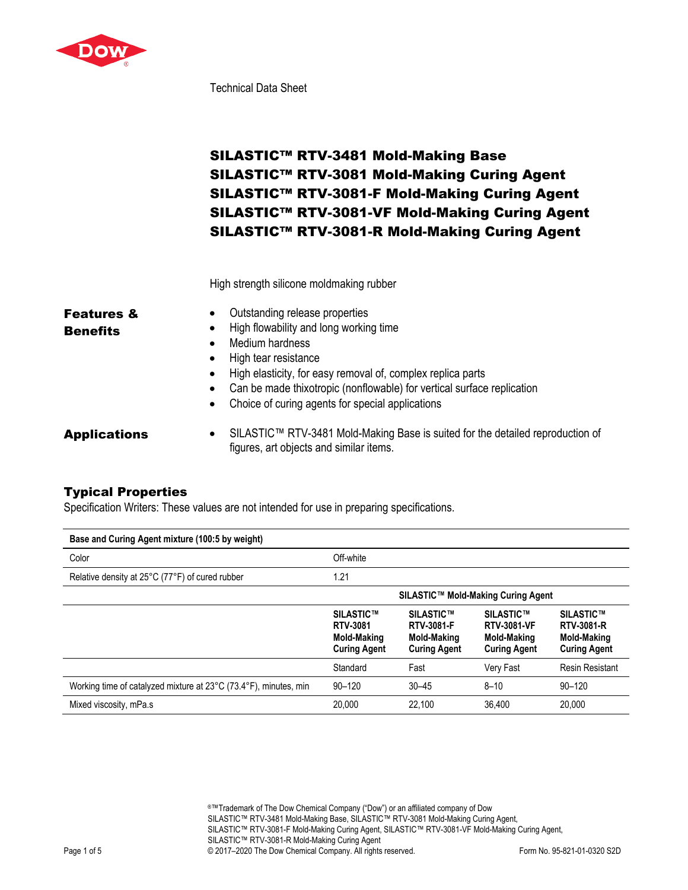Technical Data Sheet

# SILASTIC™ RTV-3481 Mold-Making Base
# SILASTIC™ RTV-3081 Mold-Making Curing Agent
# SILASTIC™ RTV-3081-F Mold-Making Curing Agent
# SILASTIC™ RTV-3081-VF Mold-Making Curing Agent
# SILASTIC™ RTV-3081-R Mold-Making Curing Agent

High strength silicone moldmaking rubber

## Features & Benefits

- Outstanding release properties
- High flowability and long working time
- Medium hardness
- High tear resistance
- High elasticity, for easy removal of, complex replica parts
- Can be made thixotropic (nonflowable) for vertical surface replication
- Choice of curing agents for special applications

## Applications

- SILASTIC™ RTV-3481 Mold-Making Base is suited for the detailed reproduction of figures, art objects and similar items.

## Typical Properties

Specification Writers: These values are not intended for use in preparing specifications.

| Base and Curing Agent mixture (100:5 by weight) | | | | |
|---|---|---|---|---|
| Color | Off-white | | | |
| Relative density at 25°C (77°F) of cured rubber | 1.21 | | | |
| | SILASTIC™ Mold-Making Curing Agent | | | |
| | **SILASTIC™ RTV-3081 Mold-Making Curing Agent** | **SILASTIC™ RTV-3081-F Mold-Making Curing Agent** | **SILASTIC™ RTV-3081-VF Mold-Making Curing Agent** | **SILASTIC™ RTV-3081-R Mold-Making Curing Agent** |
| | Standard | Fast | Very Fast | Resin Resistant |
| Working time of catalyzed mixture at 23°C (73.4°F), minutes, min | 90–120 | 30–45 | 8–10 | 90–120 |
| Mixed viscosity, mPa.s | 20,000 | 22,100 | 36,400 | 20,000 |

®™Trademark of The Dow Chemical Company ("Dow") or an affiliated company of Dow
SILASTIC™ RTV-3481 Mold-Making Base, SILASTIC™ RTV-3081 Mold-Making Curing Agent,
SILASTIC™ RTV-3081-F Mold-Making Curing Agent, SILASTIC™ RTV-3081-VF Mold-Making Curing Agent,
SILASTIC™ RTV-3081-R Mold-Making Curing Agent
© 2017–2020 The Dow Chemical Company. All rights reserved.

Form No. 95-821-01-0320 S2D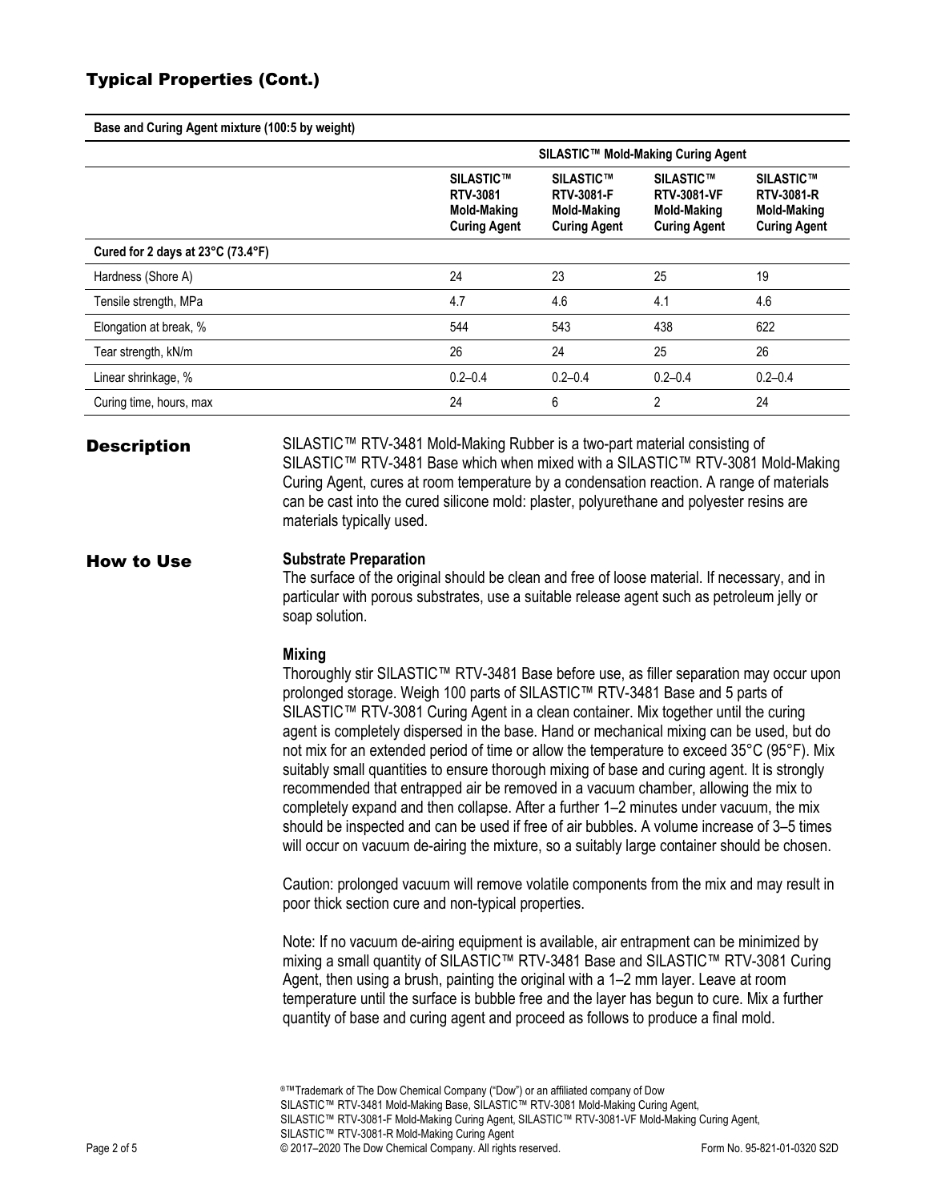## Typical Properties (Cont.)

**Base and Curing Agent mixture (100:5 by weight)**

| | SILASTIC™ Mold-Making Curing Agent | | | |
|---|---|---|---|---|
| | **SILASTIC™ RTV-3081 Mold-Making Curing Agent** | **SILASTIC™ RTV-3081-F Mold-Making Curing Agent** | **SILASTIC™ RTV-3081-VF Mold-Making Curing Agent** | **SILASTIC™ RTV-3081-R Mold-Making Curing Agent** |
| **Cured for 2 days at 23°C (73.4°F)** | | | | |
| Hardness (Shore A) | 24 | 23 | 25 | 19 |
| Tensile strength, MPa | 4.7 | 4.6 | 4.1 | 4.6 |
| Elongation at break, % | 544 | 543 | 438 | 622 |
| Tear strength, kN/m | 26 | 24 | 25 | 26 |
| Linear shrinkage, % | 0.2–0.4 | 0.2–0.4 | 0.2–0.4 | 0.2–0.4 |
| Curing time, hours, max | 24 | 6 | 2 | 24 |

## Description

SILASTIC™ RTV-3481 Mold-Making Rubber is a two-part material consisting of SILASTIC™ RTV-3481 Base which when mixed with a SILASTIC™ RTV-3081 Mold-Making Curing Agent, cures at room temperature by a condensation reaction. A range of materials can be cast into the cured silicone mold: plaster, polyurethane and polyester resins are materials typically used.

## How to Use

**Substrate Preparation**

The surface of the original should be clean and free of loose material. If necessary, and in particular with porous substrates, use a suitable release agent such as petroleum jelly or soap solution.

**Mixing**

Thoroughly stir SILASTIC™ RTV-3481 Base before use, as filler separation may occur upon prolonged storage. Weigh 100 parts of SILASTIC™ RTV-3481 Base and 5 parts of SILASTIC™ RTV-3081 Curing Agent in a clean container. Mix together until the curing agent is completely dispersed in the base. Hand or mechanical mixing can be used, but do not mix for an extended period of time or allow the temperature to exceed 35°C (95°F). Mix suitably small quantities to ensure thorough mixing of base and curing agent. It is strongly recommended that entrapped air be removed in a vacuum chamber, allowing the mix to completely expand and then collapse. After a further 1–2 minutes under vacuum, the mix should be inspected and can be used if free of air bubbles. A volume increase of 3–5 times will occur on vacuum de-airing the mixture, so a suitably large container should be chosen.

Caution: prolonged vacuum will remove volatile components from the mix and may result in poor thick section cure and non-typical properties.

Note: If no vacuum de-airing equipment is available, air entrapment can be minimized by mixing a small quantity of SILASTIC™ RTV-3481 Base and SILASTIC™ RTV-3081 Curing Agent, then using a brush, painting the original with a 1–2 mm layer. Leave at room temperature until the surface is bubble free and the layer has begun to cure. Mix a further quantity of base and curing agent and proceed as follows to produce a final mold.

®™Trademark of The Dow Chemical Company ("Dow") or an affiliated company of Dow
SILASTIC™ RTV-3481 Mold-Making Base, SILASTIC™ RTV-3081 Mold-Making Curing Agent, SILASTIC™ RTV-3081-F Mold-Making Curing Agent, SILASTIC™ RTV-3081-VF Mold-Making Curing Agent, SILASTIC™ RTV-3081-R Mold-Making Curing Agent
© 2017–2020 The Dow Chemical Company. All rights reserved.
Form No. 95-821-01-0320 S2D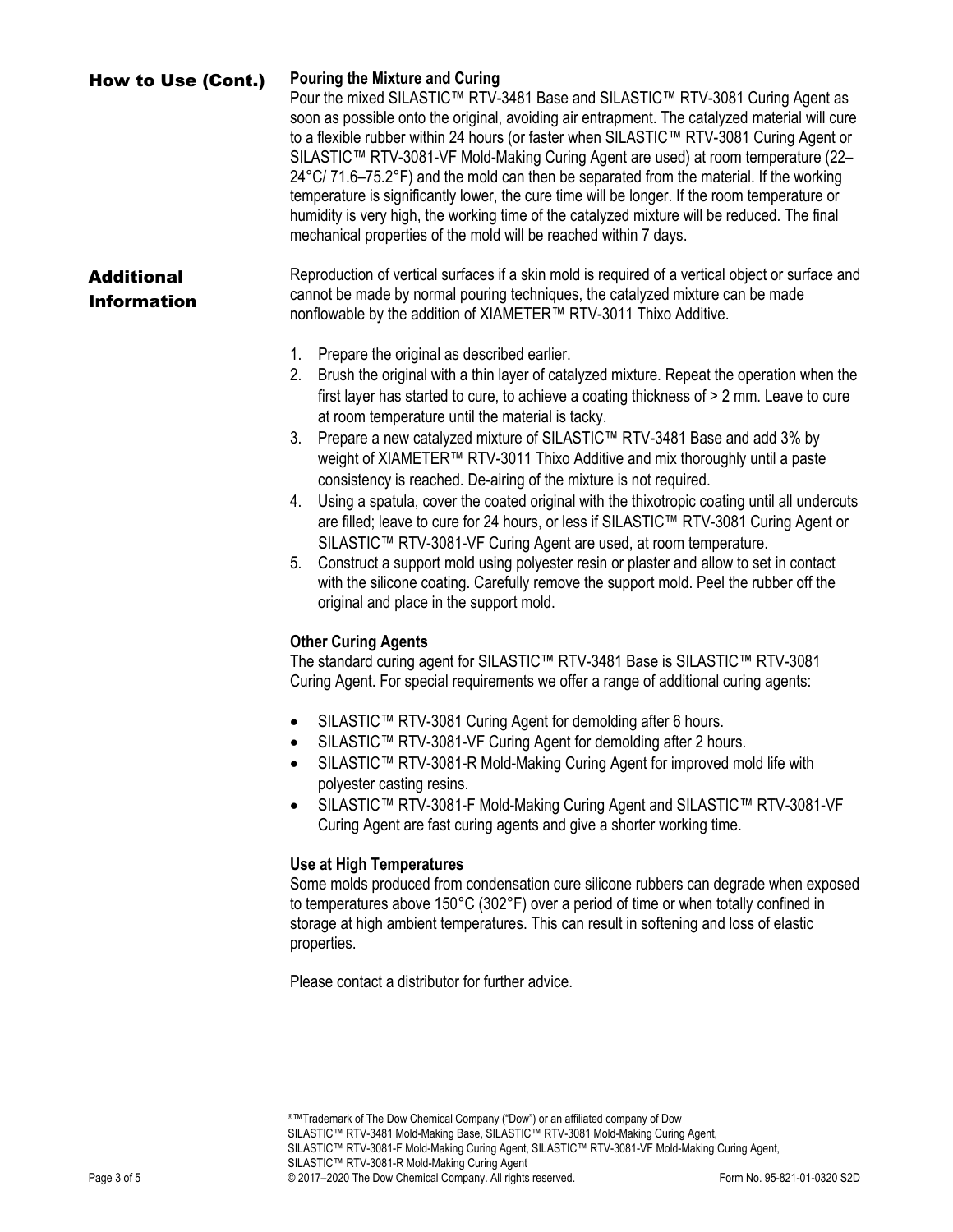## How to Use (Cont.)

### Pouring the Mixture and Curing

Pour the mixed SILASTIC™ RTV-3481 Base and SILASTIC™ RTV-3081 Curing Agent as soon as possible onto the original, avoiding air entrapment. The catalyzed material will cure to a flexible rubber within 24 hours (or faster when SILASTIC™ RTV-3081 Curing Agent or SILASTIC™ RTV-3081-VF Mold-Making Curing Agent are used) at room temperature (22–24°C/ 71.6–75.2°F) and the mold can then be separated from the material. If the working temperature is significantly lower, the cure time will be longer. If the room temperature or humidity is very high, the working time of the catalyzed mixture will be reduced. The final mechanical properties of the mold will be reached within 7 days.

## Additional Information

Reproduction of vertical surfaces if a skin mold is required of a vertical object or surface and cannot be made by normal pouring techniques, the catalyzed mixture can be made nonflowable by the addition of XIAMETER™ RTV-3011 Thixo Additive.

1. Prepare the original as described earlier.
2. Brush the original with a thin layer of catalyzed mixture. Repeat the operation when the first layer has started to cure, to achieve a coating thickness of > 2 mm. Leave to cure at room temperature until the material is tacky.
3. Prepare a new catalyzed mixture of SILASTIC™ RTV-3481 Base and add 3% by weight of XIAMETER™ RTV-3011 Thixo Additive and mix thoroughly until a paste consistency is reached. De-airing of the mixture is not required.
4. Using a spatula, cover the coated original with the thixotropic coating until all undercuts are filled; leave to cure for 24 hours, or less if SILASTIC™ RTV-3081 Curing Agent or SILASTIC™ RTV-3081-VF Curing Agent are used, at room temperature.
5. Construct a support mold using polyester resin or plaster and allow to set in contact with the silicone coating. Carefully remove the support mold. Peel the rubber off the original and place in the support mold.

### Other Curing Agents

The standard curing agent for SILASTIC™ RTV-3481 Base is SILASTIC™ RTV-3081 Curing Agent. For special requirements we offer a range of additional curing agents:

- SILASTIC™ RTV-3081 Curing Agent for demolding after 6 hours.
- SILASTIC™ RTV-3081-VF Curing Agent for demolding after 2 hours.
- SILASTIC™ RTV-3081-R Mold-Making Curing Agent for improved mold life with polyester casting resins.
- SILASTIC™ RTV-3081-F Mold-Making Curing Agent and SILASTIC™ RTV-3081-VF Curing Agent are fast curing agents and give a shorter working time.

### Use at High Temperatures

Some molds produced from condensation cure silicone rubbers can degrade when exposed to temperatures above 150°C (302°F) over a period of time or when totally confined in storage at high ambient temperatures. This can result in softening and loss of elastic properties.

Please contact a distributor for further advice.

®™Trademark of The Dow Chemical Company ("Dow") or an affiliated company of Dow
SILASTIC™ RTV-3481 Mold-Making Base, SILASTIC™ RTV-3081 Mold-Making Curing Agent,
SILASTIC™ RTV-3081-F Mold-Making Curing Agent, SILASTIC™ RTV-3081-VF Mold-Making Curing Agent,
SILASTIC™ RTV-3081-R Mold-Making Curing Agent
© 2017–2020 The Dow Chemical Company. All rights reserved. Form No. 95-821-01-0320 S2D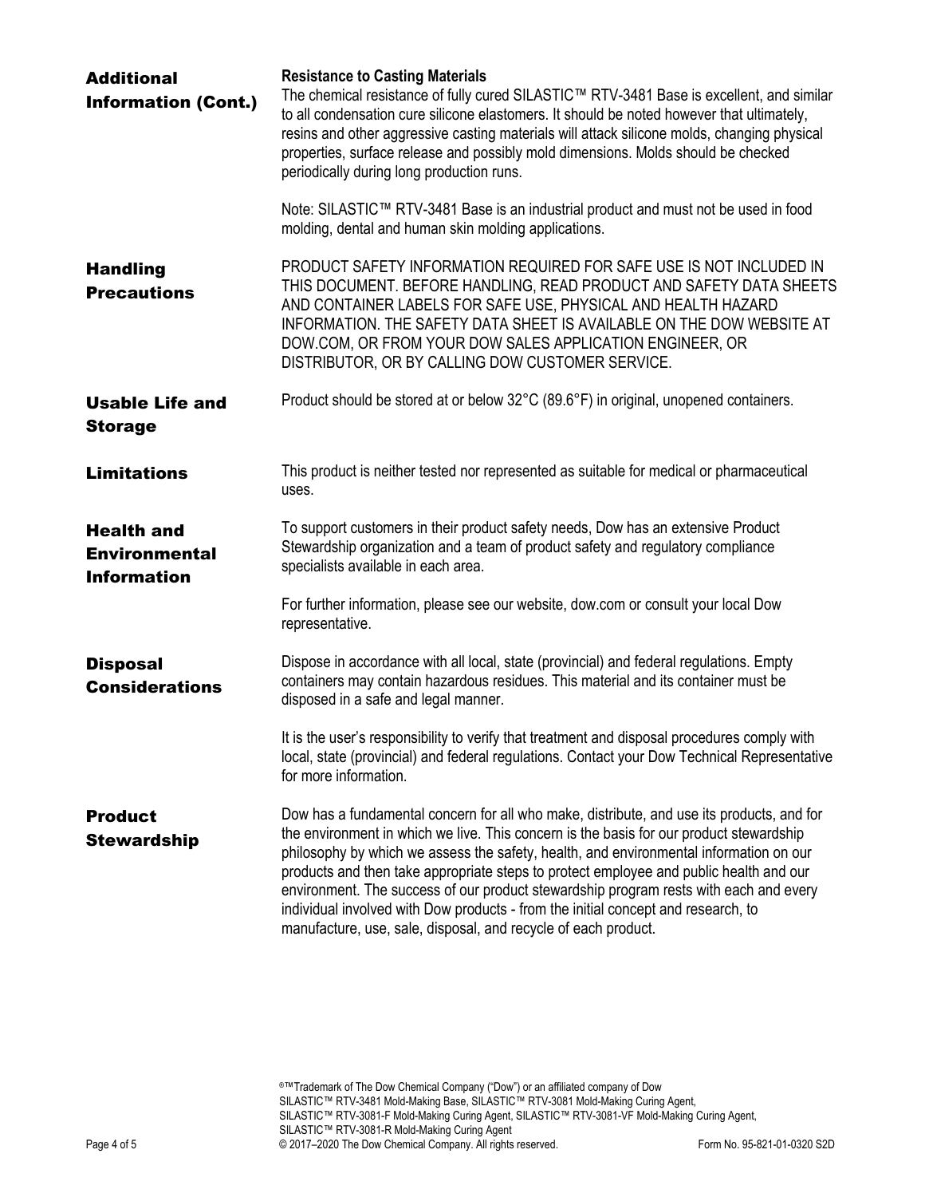## Additional Information (Cont.)

**Resistance to Casting Materials**

The chemical resistance of fully cured SILASTIC™ RTV-3481 Base is excellent, and similar to all condensation cure silicone elastomers. It should be noted however that ultimately, resins and other aggressive casting materials will attack silicone molds, changing physical properties, surface release and possibly mold dimensions. Molds should be checked periodically during long production runs.

Note: SILASTIC™ RTV-3481 Base is an industrial product and must not be used in food molding, dental and human skin molding applications.

## Handling Precautions

PRODUCT SAFETY INFORMATION REQUIRED FOR SAFE USE IS NOT INCLUDED IN THIS DOCUMENT. BEFORE HANDLING, READ PRODUCT AND SAFETY DATA SHEETS AND CONTAINER LABELS FOR SAFE USE, PHYSICAL AND HEALTH HAZARD INFORMATION. THE SAFETY DATA SHEET IS AVAILABLE ON THE DOW WEBSITE AT DOW.COM, OR FROM YOUR DOW SALES APPLICATION ENGINEER, OR DISTRIBUTOR, OR BY CALLING DOW CUSTOMER SERVICE.

## Usable Life and Storage

Product should be stored at or below 32°C (89.6°F) in original, unopened containers.

## Limitations

This product is neither tested nor represented as suitable for medical or pharmaceutical uses.

## Health and Environmental Information

To support customers in their product safety needs, Dow has an extensive Product Stewardship organization and a team of product safety and regulatory compliance specialists available in each area.

For further information, please see our website, dow.com or consult your local Dow representative.

## Disposal Considerations

Dispose in accordance with all local, state (provincial) and federal regulations. Empty containers may contain hazardous residues. This material and its container must be disposed in a safe and legal manner.

It is the user's responsibility to verify that treatment and disposal procedures comply with local, state (provincial) and federal regulations. Contact your Dow Technical Representative for more information.

## Product Stewardship

Dow has a fundamental concern for all who make, distribute, and use its products, and for the environment in which we live. This concern is the basis for our product stewardship philosophy by which we assess the safety, health, and environmental information on our products and then take appropriate steps to protect employee and public health and our environment. The success of our product stewardship program rests with each and every individual involved with Dow products - from the initial concept and research, to manufacture, use, sale, disposal, and recycle of each product.

®™Trademark of The Dow Chemical Company ("Dow") or an affiliated company of Dow
SILASTIC™ RTV-3481 Mold-Making Base, SILASTIC™ RTV-3081 Mold-Making Curing Agent,
SILASTIC™ RTV-3081-F Mold-Making Curing Agent, SILASTIC™ RTV-3081-VF Mold-Making Curing Agent,
SILASTIC™ RTV-3081-R Mold-Making Curing Agent
© 2017–2020 The Dow Chemical Company. All rights reserved.

Form No. 95-821-01-0320 S2D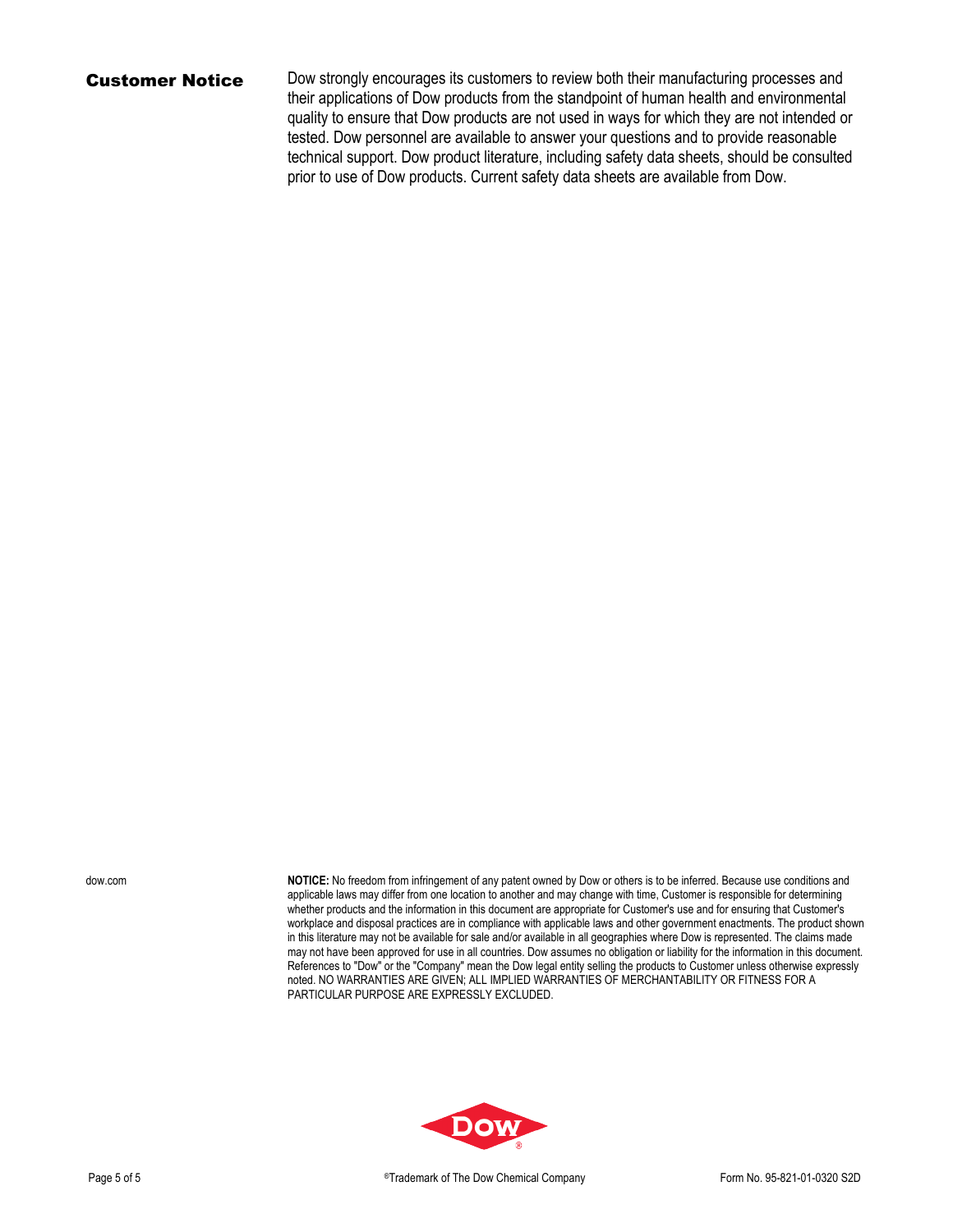## Customer Notice

Dow strongly encourages its customers to review both their manufacturing processes and their applications of Dow products from the standpoint of human health and environmental quality to ensure that Dow products are not used in ways for which they are not intended or tested. Dow personnel are available to answer your questions and to provide reasonable technical support. Dow product literature, including safety data sheets, should be consulted prior to use of Dow products. Current safety data sheets are available from Dow.

dow.com

**NOTICE:** No freedom from infringement of any patent owned by Dow or others is to be inferred. Because use conditions and applicable laws may differ from one location to another and may change with time, Customer is responsible for determining whether products and the information in this document are appropriate for Customer's use and for ensuring that Customer's workplace and disposal practices are in compliance with applicable laws and other government enactments. The product shown in this literature may not be available for sale and/or available in all geographies where Dow is represented. The claims made may not have been approved for use in all countries. Dow assumes no obligation or liability for the information in this document. References to "Dow" or the "Company" mean the Dow legal entity selling the products to Customer unless otherwise expressly noted. NO WARRANTIES ARE GIVEN; ALL IMPLIED WARRANTIES OF MERCHANTABILITY OR FITNESS FOR A PARTICULAR PURPOSE ARE EXPRESSLY EXCLUDED.

®Trademark of The Dow Chemical Company

Form No. 95-821-01-0320 S2D